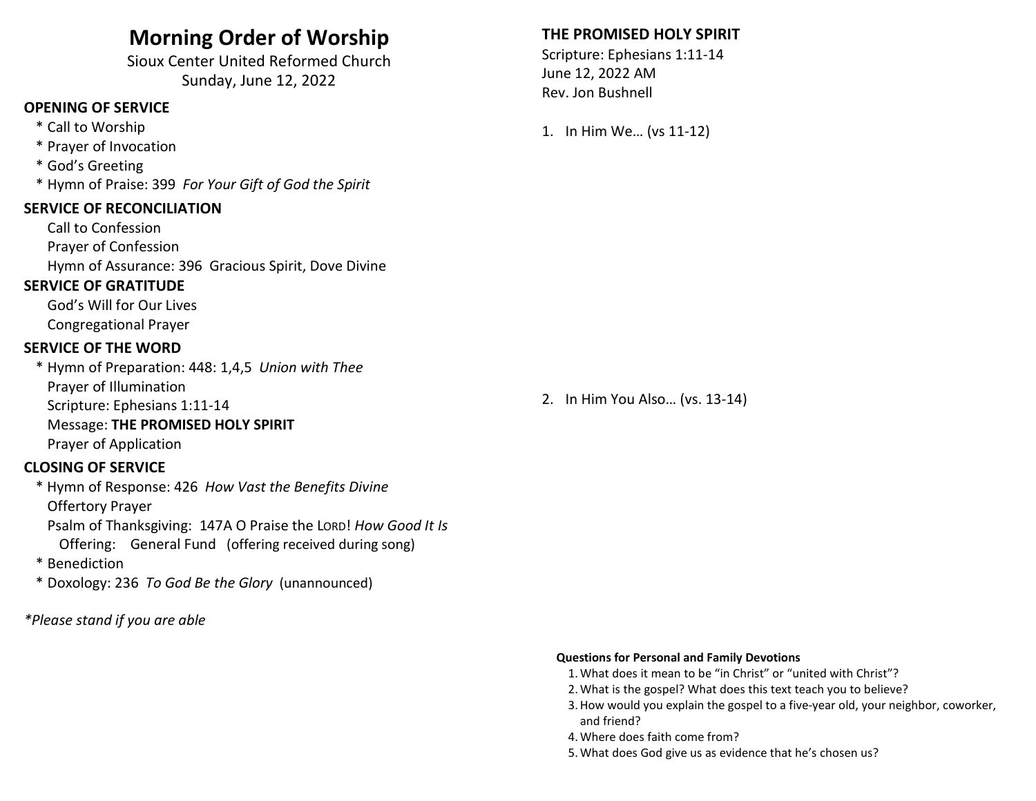# Morning Order of Worship

Sioux Center United Reformed Church
Sunday, June 12, 2022

## OPENING OF SERVICE

- * Call to Worship
- * Prayer of Invocation
- * God's Greeting
- * Hymn of Praise: 399 *For Your Gift of God the Spirit*

## SERVICE OF RECONCILIATION

Call to Confession
Prayer of Confession
Hymn of Assurance: 396 Gracious Spirit, Dove Divine

## SERVICE OF GRATITUDE

God's Will for Our Lives
Congregational Prayer

## SERVICE OF THE WORD

* Hymn of Preparation: 448: 1,4,5 *Union with Thee*

Prayer of Illumination
Scripture: Ephesians 1:11-14
Message: **THE PROMISED HOLY SPIRIT**
Prayer of Application

## CLOSING OF SERVICE

* Hymn of Response: 426 *How Vast the Benefits Divine*

Offertory Prayer
Psalm of Thanksgiving: 147A O Praise the LORD! *How Good It Is*
Offering: General Fund (offering received during song)

* Benediction
* Doxology: 236 *To God Be the Glory* (unannounced)

**Please stand if you are able*

## THE PROMISED HOLY SPIRIT

Scripture: Ephesians 1:11-14
June 12, 2022 AM
Rev. Jon Bushnell

1. In Him We… (vs 11-12)

2. In Him You Also… (vs. 13-14)

**Questions for Personal and Family Devotions**

1. What does it mean to be "in Christ" or "united with Christ"?
2. What is the gospel? What does this text teach you to believe?
3. How would you explain the gospel to a five-year old, your neighbor, coworker, and friend?
4. Where does faith come from?
5. What does God give us as evidence that he's chosen us?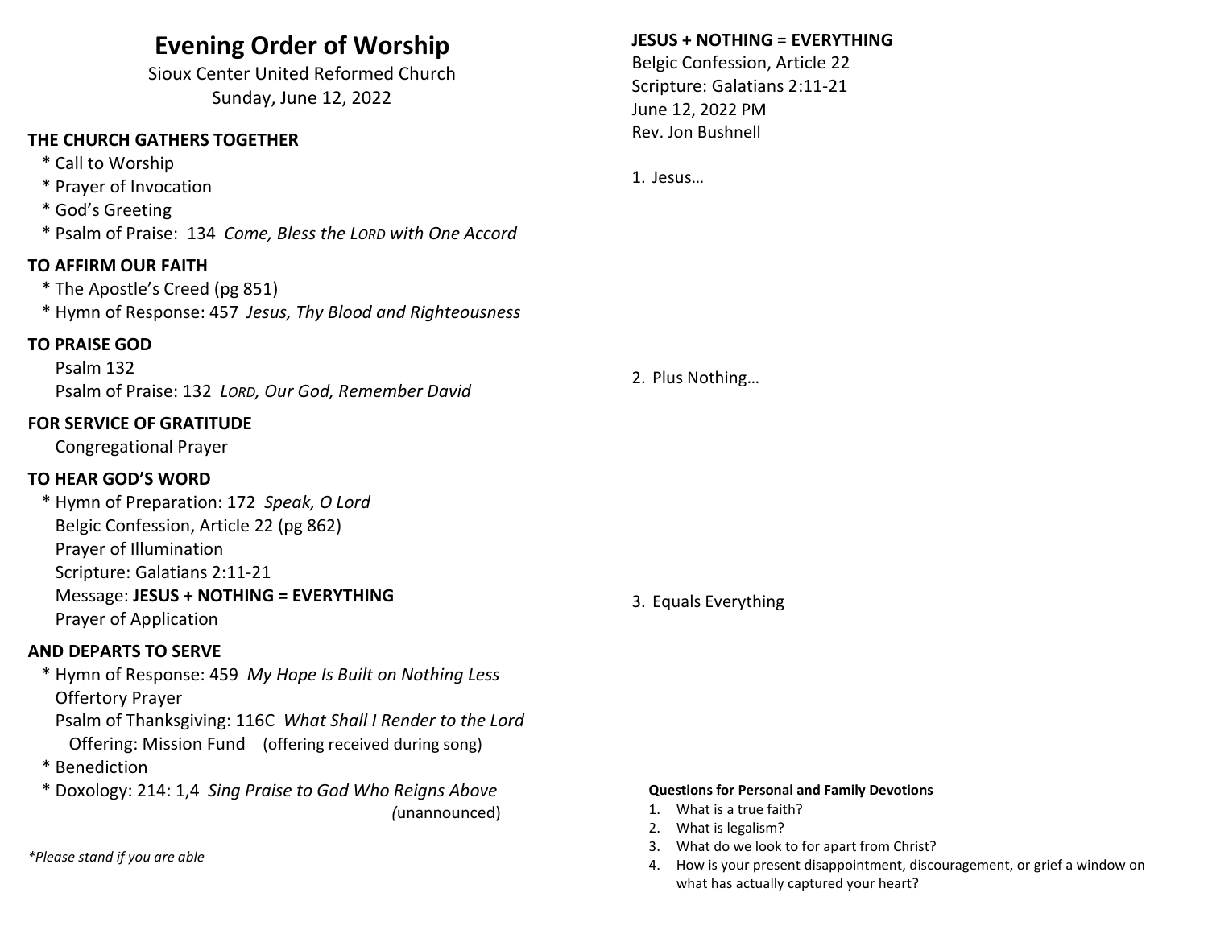# Evening Order of Worship

Sioux Center United Reformed Church
Sunday, June 12, 2022

**THE CHURCH GATHERS TOGETHER**

\* Call to Worship
\* Prayer of Invocation
\* God's Greeting
\* Psalm of Praise: 134 *Come, Bless the LORD with One Accord*

**TO AFFIRM OUR FAITH**

\* The Apostle's Creed (pg 851)
\* Hymn of Response: 457 *Jesus, Thy Blood and Righteousness*

**TO PRAISE GOD**

Psalm 132
Psalm of Praise: 132 *LORD, Our God, Remember David*

**FOR SERVICE OF GRATITUDE**

Congregational Prayer

**TO HEAR GOD'S WORD**

\* Hymn of Preparation: 172 *Speak, O Lord*
Belgic Confession, Article 22 (pg 862)
Prayer of Illumination
Scripture: Galatians 2:11-21
Message: **JESUS + NOTHING = EVERYTHING**
Prayer of Application

**AND DEPARTS TO SERVE**

\* Hymn of Response: 459 *My Hope Is Built on Nothing Less*
Offertory Prayer
Psalm of Thanksgiving: 116C *What Shall I Render to the Lord*
Offering: Mission Fund (offering received during song)
\* Benediction
\* Doxology: 214: 1,4 *Sing Praise to God Who Reigns Above* (unannounced)

*\*Please stand if you are able*

**JESUS + NOTHING = EVERYTHING**
Belgic Confession, Article 22
Scripture: Galatians 2:11-21
June 12, 2022 PM
Rev. Jon Bushnell

1. Jesus…

2. Plus Nothing…

3. Equals Everything

**Questions for Personal and Family Devotions**

1. What is a true faith?
2. What is legalism?
3. What do we look to for apart from Christ?
4. How is your present disappointment, discouragement, or grief a window on what has actually captured your heart?